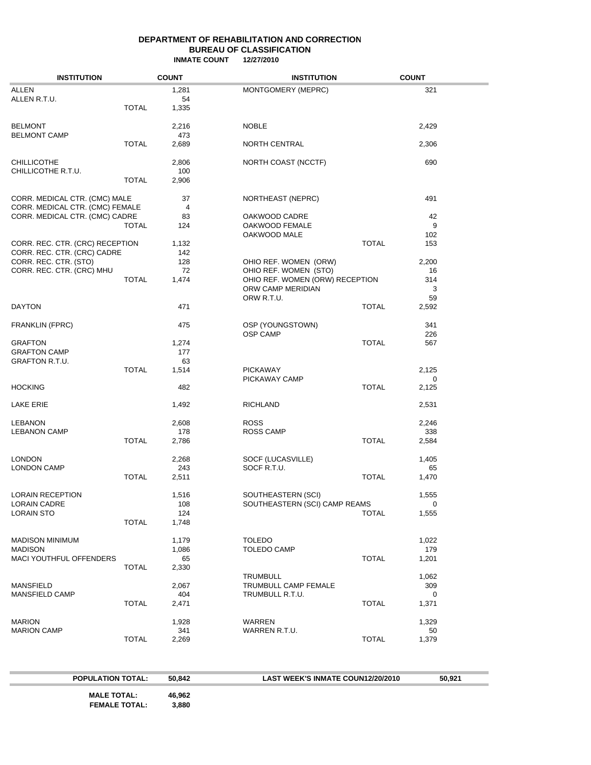# DEPARTMENT OF REHABILITATION AND CORRECTION

## BUREAU OF CLASSIFICATION

**INMATE COUNT 12/27/2010**

| INSTITUTION | | COUNT | INSTITUTION | | COUNT |
|---|---|---|---|---|---|
| ALLEN | | 1,281 | MONTGOMERY (MEPRC) | | 321 |
| ALLEN R.T.U. | | 54 | | | |
| | TOTAL | 1,335 | | | |
| BELMONT | | 2,216 | NOBLE | | 2,429 |
| BELMONT CAMP | | 473 | | | |
| | TOTAL | 2,689 | NORTH CENTRAL | | 2,306 |
| CHILLICOTHE | | 2,806 | NORTH COAST (NCCTF) | | 690 |
| CHILLICOTHE R.T.U. | | 100 | | | |
| | TOTAL | 2,906 | | | |
| CORR. MEDICAL CTR. (CMC) MALE | | 37 | NORTHEAST (NEPRC) | | 491 |
| CORR. MEDICAL CTR. (CMC) FEMALE | | 4 | | | |
| CORR. MEDICAL CTR. (CMC) CADRE | | 83 | OAKWOOD CADRE | | 42 |
| | TOTAL | 124 | OAKWOOD FEMALE | | 9 |
| | | | OAKWOOD MALE | | 102 |
| CORR. REC. CTR. (CRC) RECEPTION | | 1,132 | | TOTAL | 153 |
| CORR. REC. CTR. (CRC) CADRE | | 142 | | | |
| CORR. REC. CTR. (STO) | | 128 | OHIO REF. WOMEN (ORW) | | 2,200 |
| CORR. REC. CTR. (CRC) MHU | | 72 | OHIO REF. WOMEN (STO) | | 16 |
| | TOTAL | 1,474 | OHIO REF. WOMEN (ORW) RECEPTION | | 314 |
| | | | ORW CAMP MERIDIAN | | 3 |
| | | | ORW R.T.U. | | 59 |
| DAYTON | | 471 | | TOTAL | 2,592 |
| FRANKLIN (FPRC) | | 475 | OSP (YOUNGSTOWN) | | 341 |
| | | | OSP CAMP | | 226 |
| GRAFTON | | 1,274 | | TOTAL | 567 |
| GRAFTON CAMP | | 177 | | | |
| GRAFTON R.T.U. | | 63 | | | |
| | TOTAL | 1,514 | PICKAWAY | | 2,125 |
| | | | PICKAWAY CAMP | | 0 |
| HOCKING | | 482 | | TOTAL | 2,125 |
| LAKE ERIE | | 1,492 | RICHLAND | | 2,531 |
| LEBANON | | 2,608 | ROSS | | 2,246 |
| LEBANON CAMP | | 178 | ROSS CAMP | | 338 |
| | TOTAL | 2,786 | | TOTAL | 2,584 |
| LONDON | | 2,268 | SOCF (LUCASVILLE) | | 1,405 |
| LONDON CAMP | | 243 | SOCF R.T.U. | | 65 |
| | TOTAL | 2,511 | | TOTAL | 1,470 |
| LORAIN RECEPTION | | 1,516 | SOUTHEASTERN (SCI) | | 1,555 |
| LORAIN CADRE | | 108 | SOUTHEASTERN (SCI) CAMP REAMS | | 0 |
| LORAIN STO | | 124 | | TOTAL | 1,555 |
| | TOTAL | 1,748 | | | |
| MADISON MINIMUM | | 1,179 | TOLEDO | | 1,022 |
| MADISON | | 1,086 | TOLEDO CAMP | | 179 |
| MACI YOUTHFUL OFFENDERS | | 65 | | TOTAL | 1,201 |
| | TOTAL | 2,330 | | | |
| | | | TRUMBULL | | 1,062 |
| MANSFIELD | | 2,067 | TRUMBULL CAMP FEMALE | | 309 |
| MANSFIELD CAMP | | 404 | TRUMBULL R.T.U. | | 0 |
| | TOTAL | 2,471 | | TOTAL | 1,371 |
| MARION | | 1,928 | WARREN | | 1,329 |
| MARION CAMP | | 341 | WARREN R.T.U. | | 50 |
| | TOTAL | 2,269 | | TOTAL | 1,379 |

| | | | |
|---|---|---|---|
| **POPULATION TOTAL:** | **50,842** | **LAST WEEK'S INMATE COUN12/20/2010** | **50,921** |
| **MALE TOTAL:** | **46,962** | | |
| **FEMALE TOTAL:** | **3,880** | | |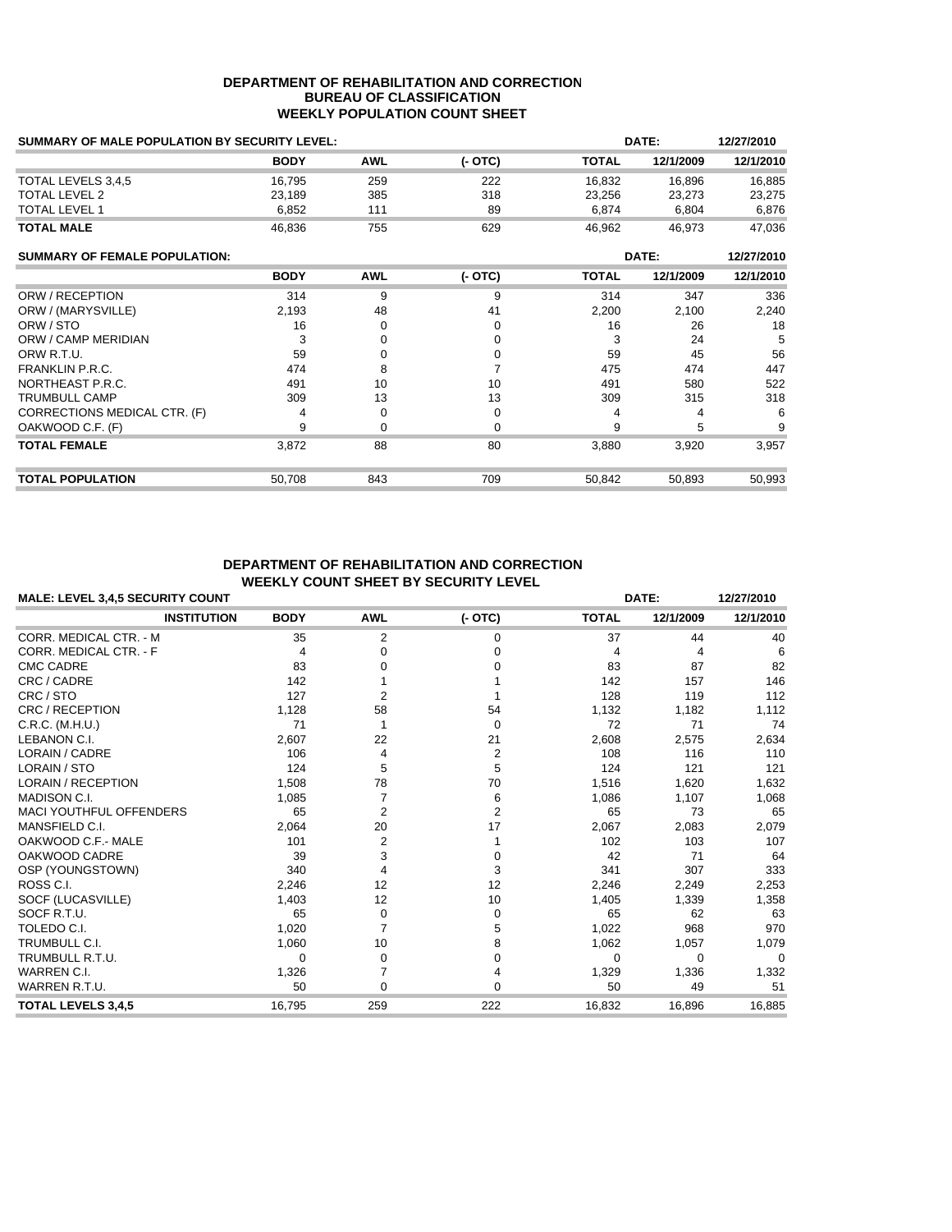**DEPARTMENT OF REHABILITATION AND CORRECTION**
**BUREAU OF CLASSIFICATION**
**WEEKLY POPULATION COUNT SHEET**

| SUMMARY OF MALE POPULATION BY SECURITY LEVEL: | | | | DATE: | | 12/27/2010 |
|---|---|---|---|---|---|---|
| | **BODY** | **AWL** | **(- OTC)** | **TOTAL** | **12/1/2009** | **12/1/2010** |
| TOTAL LEVELS 3,4,5 | 16,795 | 259 | 222 | 16,832 | 16,896 | 16,885 |
| TOTAL LEVEL 2 | 23,189 | 385 | 318 | 23,256 | 23,273 | 23,275 |
| TOTAL LEVEL 1 | 6,852 | 111 | 89 | 6,874 | 6,804 | 6,876 |
| **TOTAL MALE** | 46,836 | 755 | 629 | 46,962 | 46,973 | 47,036 |

| SUMMARY OF FEMALE POPULATION: | | | | DATE: | | 12/27/2010 |
|---|---|---|---|---|---|---|
| | **BODY** | **AWL** | **(- OTC)** | **TOTAL** | **12/1/2009** | **12/1/2010** |
| ORW / RECEPTION | 314 | 9 | 9 | 314 | 347 | 336 |
| ORW / (MARYSVILLE) | 2,193 | 48 | 41 | 2,200 | 2,100 | 2,240 |
| ORW / STO | 16 | 0 | 0 | 16 | 26 | 18 |
| ORW / CAMP MERIDIAN | 3 | 0 | 0 | 3 | 24 | 5 |
| ORW R.T.U. | 59 | 0 | 0 | 59 | 45 | 56 |
| FRANKLIN P.R.C. | 474 | 8 | 7 | 475 | 474 | 447 |
| NORTHEAST P.R.C. | 491 | 10 | 10 | 491 | 580 | 522 |
| TRUMBULL CAMP | 309 | 13 | 13 | 309 | 315 | 318 |
| CORRECTIONS MEDICAL CTR. (F) | 4 | 0 | 0 | 4 | 4 | 6 |
| OAKWOOD C.F. (F) | 9 | 0 | 0 | 9 | 5 | 9 |
| **TOTAL FEMALE** | 3,872 | 88 | 80 | 3,880 | 3,920 | 3,957 |
| **TOTAL POPULATION** | 50,708 | 843 | 709 | 50,842 | 50,893 | 50,993 |

**DEPARTMENT OF REHABILITATION AND CORRECTION**
**WEEKLY COUNT SHEET BY SECURITY LEVEL**

| MALE: LEVEL 3,4,5 SECURITY COUNT | | | | DATE: | | 12/27/2010 |
|---|---|---|---|---|---|---|
| **INSTITUTION** | **BODY** | **AWL** | **(- OTC)** | **TOTAL** | **12/1/2009** | **12/1/2010** |
| CORR. MEDICAL CTR. - M | 35 | 2 | 0 | 37 | 44 | 40 |
| CORR. MEDICAL CTR. - F | 4 | 0 | 0 | 4 | 4 | 6 |
| CMC CADRE | 83 | 0 | 0 | 83 | 87 | 82 |
| CRC / CADRE | 142 | 1 | 1 | 142 | 157 | 146 |
| CRC / STO | 127 | 2 | 1 | 128 | 119 | 112 |
| CRC / RECEPTION | 1,128 | 58 | 54 | 1,132 | 1,182 | 1,112 |
| C.R.C. (M.H.U.) | 71 | 1 | 0 | 72 | 71 | 74 |
| LEBANON C.I. | 2,607 | 22 | 21 | 2,608 | 2,575 | 2,634 |
| LORAIN / CADRE | 106 | 4 | 2 | 108 | 116 | 110 |
| LORAIN / STO | 124 | 5 | 5 | 124 | 121 | 121 |
| LORAIN / RECEPTION | 1,508 | 78 | 70 | 1,516 | 1,620 | 1,632 |
| MADISON C.I. | 1,085 | 7 | 6 | 1,086 | 1,107 | 1,068 |
| MACI YOUTHFUL OFFENDERS | 65 | 2 | 2 | 65 | 73 | 65 |
| MANSFIELD C.I. | 2,064 | 20 | 17 | 2,067 | 2,083 | 2,079 |
| OAKWOOD C.F.- MALE | 101 | 2 | 1 | 102 | 103 | 107 |
| OAKWOOD CADRE | 39 | 3 | 0 | 42 | 71 | 64 |
| OSP (YOUNGSTOWN) | 340 | 4 | 3 | 341 | 307 | 333 |
| ROSS C.I. | 2,246 | 12 | 12 | 2,246 | 2,249 | 2,253 |
| SOCF (LUCASVILLE) | 1,403 | 12 | 10 | 1,405 | 1,339 | 1,358 |
| SOCF R.T.U. | 65 | 0 | 0 | 65 | 62 | 63 |
| TOLEDO C.I. | 1,020 | 7 | 5 | 1,022 | 968 | 970 |
| TRUMBULL C.I. | 1,060 | 10 | 8 | 1,062 | 1,057 | 1,079 |
| TRUMBULL R.T.U. | 0 | 0 | 0 | 0 | 0 | 0 |
| WARREN C.I. | 1,326 | 7 | 4 | 1,329 | 1,336 | 1,332 |
| WARREN R.T.U. | 50 | 0 | 0 | 50 | 49 | 51 |
| **TOTAL LEVELS 3,4,5** | 16,795 | 259 | 222 | 16,832 | 16,896 | 16,885 |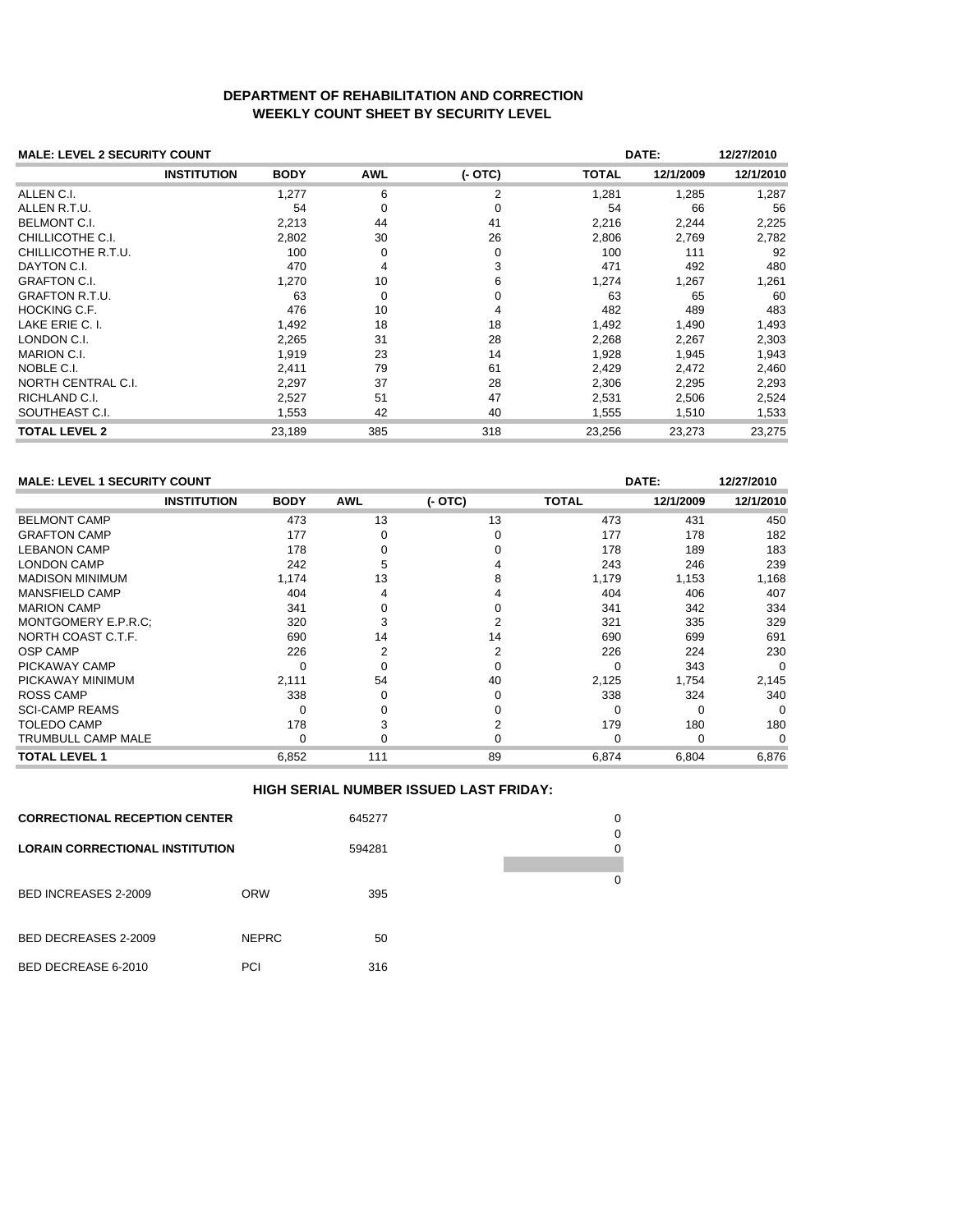## DEPARTMENT OF REHABILITATION AND CORRECTION
## WEEKLY COUNT SHEET BY SECURITY LEVEL

**MALE: LEVEL 2 SECURITY COUNT** — DATE: 12/27/2010

| INSTITUTION | BODY | AWL | (- OTC) | TOTAL | 12/1/2009 | 12/1/2010 |
|---|---|---|---|---|---|---|
| ALLEN C.I. | 1,277 | 6 | 2 | 1,281 | 1,285 | 1,287 |
| ALLEN R.T.U. | 54 | 0 | 0 | 54 | 66 | 56 |
| BELMONT C.I. | 2,213 | 44 | 41 | 2,216 | 2,244 | 2,225 |
| CHILLICOTHE C.I. | 2,802 | 30 | 26 | 2,806 | 2,769 | 2,782 |
| CHILLICOTHE R.T.U. | 100 | 0 | 0 | 100 | 111 | 92 |
| DAYTON C.I. | 470 | 4 | 3 | 471 | 492 | 480 |
| GRAFTON C.I. | 1,270 | 10 | 6 | 1,274 | 1,267 | 1,261 |
| GRAFTON R.T.U. | 63 | 0 | 0 | 63 | 65 | 60 |
| HOCKING C.F. | 476 | 10 | 4 | 482 | 489 | 483 |
| LAKE ERIE C. I. | 1,492 | 18 | 18 | 1,492 | 1,490 | 1,493 |
| LONDON C.I. | 2,265 | 31 | 28 | 2,268 | 2,267 | 2,303 |
| MARION C.I. | 1,919 | 23 | 14 | 1,928 | 1,945 | 1,943 |
| NOBLE C.I. | 2,411 | 79 | 61 | 2,429 | 2,472 | 2,460 |
| NORTH CENTRAL C.I. | 2,297 | 37 | 28 | 2,306 | 2,295 | 2,293 |
| RICHLAND C.I. | 2,527 | 51 | 47 | 2,531 | 2,506 | 2,524 |
| SOUTHEAST C.I. | 1,553 | 42 | 40 | 1,555 | 1,510 | 1,533 |
| **TOTAL LEVEL 2** | 23,189 | 385 | 318 | 23,256 | 23,273 | 23,275 |

**MALE: LEVEL 1 SECURITY COUNT** — DATE: 12/27/2010

| INSTITUTION | BODY | AWL | (- OTC) | TOTAL | 12/1/2009 | 12/1/2010 |
|---|---|---|---|---|---|---|
| BELMONT CAMP | 473 | 13 | 13 | 473 | 431 | 450 |
| GRAFTON CAMP | 177 | 0 | 0 | 177 | 178 | 182 |
| LEBANON CAMP | 178 | 0 | 0 | 178 | 189 | 183 |
| LONDON CAMP | 242 | 5 | 4 | 243 | 246 | 239 |
| MADISON MINIMUM | 1,174 | 13 | 8 | 1,179 | 1,153 | 1,168 |
| MANSFIELD CAMP | 404 | 4 | 4 | 404 | 406 | 407 |
| MARION CAMP | 341 | 0 | 0 | 341 | 342 | 334 |
| MONTGOMERY E.P.R.C; | 320 | 3 | 2 | 321 | 335 | 329 |
| NORTH COAST C.T.F. | 690 | 14 | 14 | 690 | 699 | 691 |
| OSP CAMP | 226 | 2 | 2 | 226 | 224 | 230 |
| PICKAWAY CAMP | 0 | 0 | 0 | 0 | 343 | 0 |
| PICKAWAY MINIMUM | 2,111 | 54 | 40 | 2,125 | 1,754 | 2,145 |
| ROSS CAMP | 338 | 0 | 0 | 338 | 324 | 340 |
| SCI-CAMP REAMS | 0 | 0 | 0 | 0 | 0 | 0 |
| TOLEDO CAMP | 178 | 3 | 2 | 179 | 180 | 180 |
| TRUMBULL CAMP MALE | 0 | 0 | 0 | 0 | 0 | 0 |
| **TOTAL LEVEL 1** | 6,852 | 111 | 89 | 6,874 | 6,804 | 6,876 |

### HIGH SERIAL NUMBER ISSUED LAST FRIDAY:

| | | | |
|---|---|---|---|
| **CORRECTIONAL RECEPTION CENTER** | | 645277 | 0 |
| | | | 0 |
| **LORAIN CORRECTIONAL INSTITUTION** | | 594281 | 0 |
| | | | 0 |
| BED INCREASES 2-2009 | ORW | 395 | |
| BED DECREASES 2-2009 | NEPRC | 50 | |
| BED DECREASE 6-2010 | PCI | 316 | |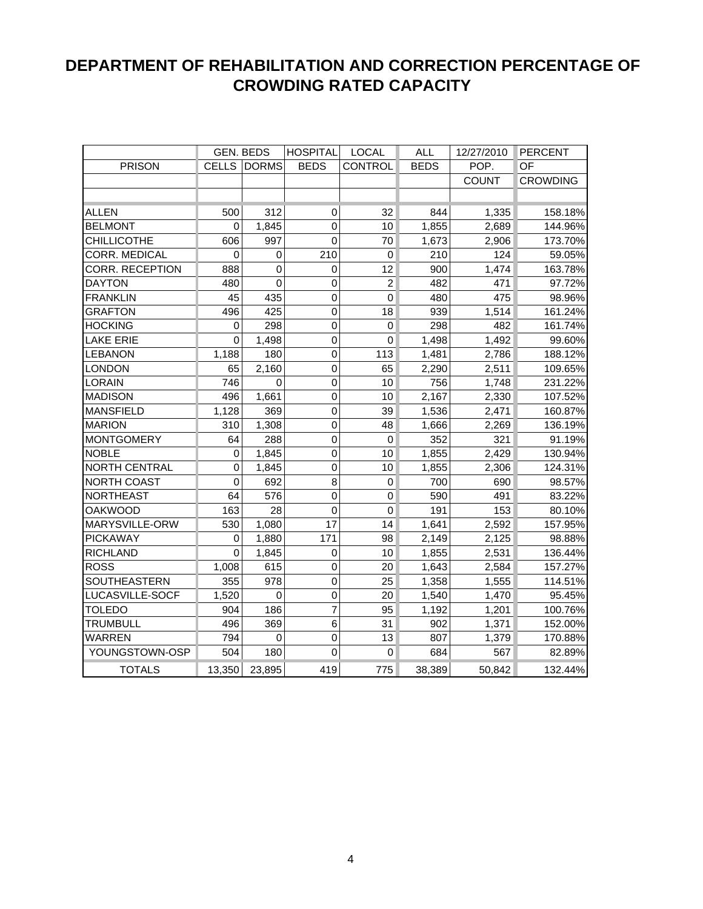# DEPARTMENT OF REHABILITATION AND CORRECTION PERCENTAGE OF CROWDING RATED CAPACITY

| PRISON | GEN. BEDS CELLS | GEN. BEDS DORMS | HOSPITAL BEDS | LOCAL CONTROL | ALL BEDS | 12/27/2010 POP. COUNT | PERCENT OF CROWDING |
|---|---|---|---|---|---|---|---|
| ALLEN | 500 | 312 | 0 | 32 | 844 | 1,335 | 158.18% |
| BELMONT | 0 | 1,845 | 0 | 10 | 1,855 | 2,689 | 144.96% |
| CHILLICOTHE | 606 | 997 | 0 | 70 | 1,673 | 2,906 | 173.70% |
| CORR. MEDICAL | 0 | 0 | 210 | 0 | 210 | 124 | 59.05% |
| CORR. RECEPTION | 888 | 0 | 0 | 12 | 900 | 1,474 | 163.78% |
| DAYTON | 480 | 0 | 0 | 2 | 482 | 471 | 97.72% |
| FRANKLIN | 45 | 435 | 0 | 0 | 480 | 475 | 98.96% |
| GRAFTON | 496 | 425 | 0 | 18 | 939 | 1,514 | 161.24% |
| HOCKING | 0 | 298 | 0 | 0 | 298 | 482 | 161.74% |
| LAKE ERIE | 0 | 1,498 | 0 | 0 | 1,498 | 1,492 | 99.60% |
| LEBANON | 1,188 | 180 | 0 | 113 | 1,481 | 2,786 | 188.12% |
| LONDON | 65 | 2,160 | 0 | 65 | 2,290 | 2,511 | 109.65% |
| LORAIN | 746 | 0 | 0 | 10 | 756 | 1,748 | 231.22% |
| MADISON | 496 | 1,661 | 0 | 10 | 2,167 | 2,330 | 107.52% |
| MANSFIELD | 1,128 | 369 | 0 | 39 | 1,536 | 2,471 | 160.87% |
| MARION | 310 | 1,308 | 0 | 48 | 1,666 | 2,269 | 136.19% |
| MONTGOMERY | 64 | 288 | 0 | 0 | 352 | 321 | 91.19% |
| NOBLE | 0 | 1,845 | 0 | 10 | 1,855 | 2,429 | 130.94% |
| NORTH CENTRAL | 0 | 1,845 | 0 | 10 | 1,855 | 2,306 | 124.31% |
| NORTH COAST | 0 | 692 | 8 | 0 | 700 | 690 | 98.57% |
| NORTHEAST | 64 | 576 | 0 | 0 | 590 | 491 | 83.22% |
| OAKWOOD | 163 | 28 | 0 | 0 | 191 | 153 | 80.10% |
| MARYSVILLE-ORW | 530 | 1,080 | 17 | 14 | 1,641 | 2,592 | 157.95% |
| PICKAWAY | 0 | 1,880 | 171 | 98 | 2,149 | 2,125 | 98.88% |
| RICHLAND | 0 | 1,845 | 0 | 10 | 1,855 | 2,531 | 136.44% |
| ROSS | 1,008 | 615 | 0 | 20 | 1,643 | 2,584 | 157.27% |
| SOUTHEASTERN | 355 | 978 | 0 | 25 | 1,358 | 1,555 | 114.51% |
| LUCASVILLE-SOCF | 1,520 | 0 | 0 | 20 | 1,540 | 1,470 | 95.45% |
| TOLEDO | 904 | 186 | 7 | 95 | 1,192 | 1,201 | 100.76% |
| TRUMBULL | 496 | 369 | 6 | 31 | 902 | 1,371 | 152.00% |
| WARREN | 794 | 0 | 0 | 13 | 807 | 1,379 | 170.88% |
| YOUNGSTOWN-OSP | 504 | 180 | 0 | 0 | 684 | 567 | 82.89% |
| TOTALS | 13,350 | 23,895 | 419 | 775 | 38,389 | 50,842 | 132.44% |